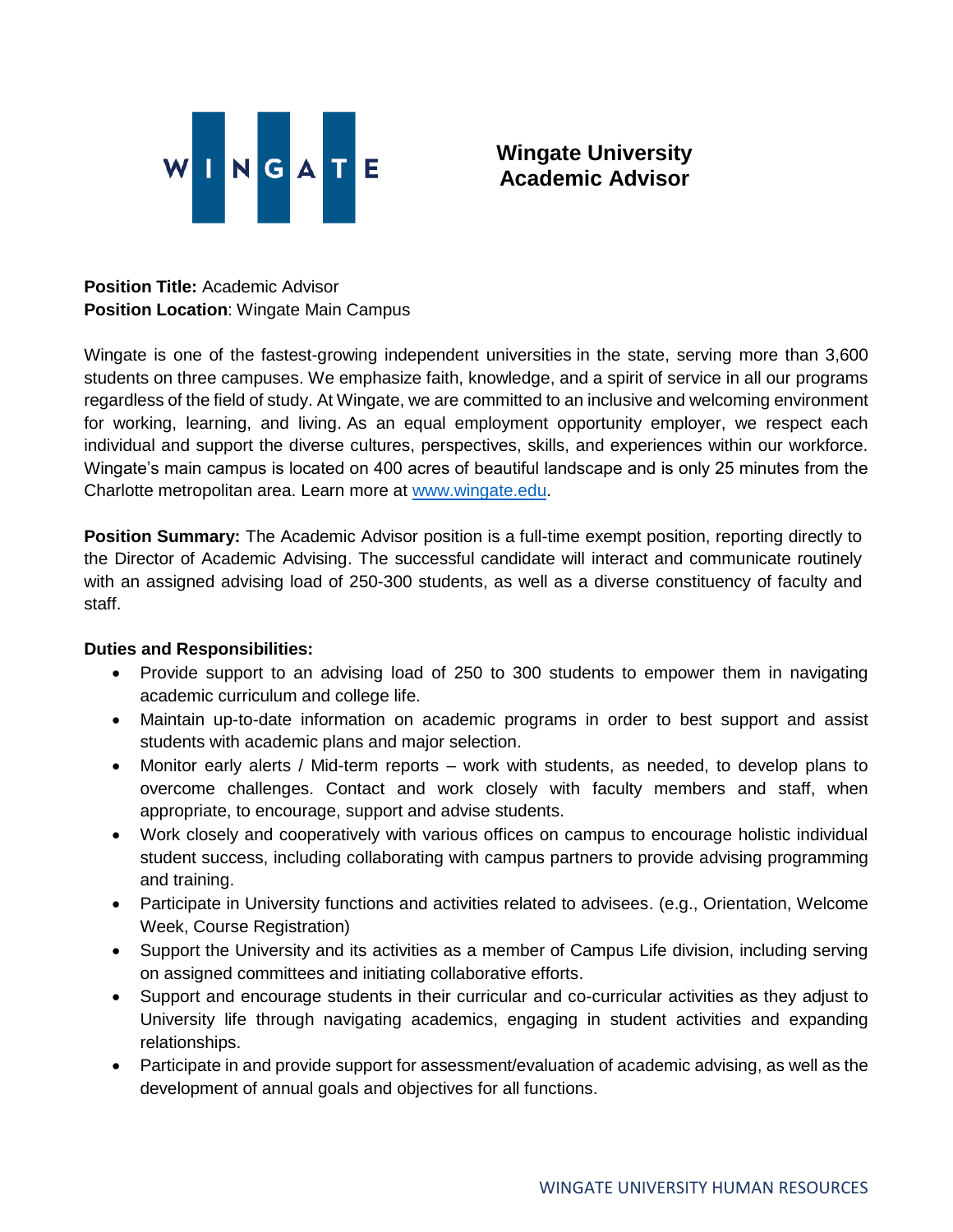# Wingate University Academic Advisor

**Position Title:** Academic Advisor
**Position Location**: Wingate Main Campus

Wingate is one of the fastest-growing independent universities in the state, serving more than 3,600 students on three campuses. We emphasize faith, knowledge, and a spirit of service in all our programs regardless of the field of study. At Wingate, we are committed to an inclusive and welcoming environment for working, learning, and living. As an equal employment opportunity employer, we respect each individual and support the diverse cultures, perspectives, skills, and experiences within our workforce. Wingate's main campus is located on 400 acres of beautiful landscape and is only 25 minutes from the Charlotte metropolitan area. Learn more at [www.wingate.edu](http://www.wingate.edu).

**Position Summary:** The Academic Advisor position is a full-time exempt position, reporting directly to the Director of Academic Advising. The successful candidate will interact and communicate routinely with an assigned advising load of 250-300 students, as well as a diverse constituency of faculty and staff.

**Duties and Responsibilities:**

- Provide support to an advising load of 250 to 300 students to empower them in navigating academic curriculum and college life.
- Maintain up-to-date information on academic programs in order to best support and assist students with academic plans and major selection.
- Monitor early alerts / Mid-term reports – work with students, as needed, to develop plans to overcome challenges. Contact and work closely with faculty members and staff, when appropriate, to encourage, support and advise students.
- Work closely and cooperatively with various offices on campus to encourage holistic individual student success, including collaborating with campus partners to provide advising programming and training.
- Participate in University functions and activities related to advisees. (e.g., Orientation, Welcome Week, Course Registration)
- Support the University and its activities as a member of Campus Life division, including serving on assigned committees and initiating collaborative efforts.
- Support and encourage students in their curricular and co-curricular activities as they adjust to University life through navigating academics, engaging in student activities and expanding relationships.
- Participate in and provide support for assessment/evaluation of academic advising, as well as the development of annual goals and objectives for all functions.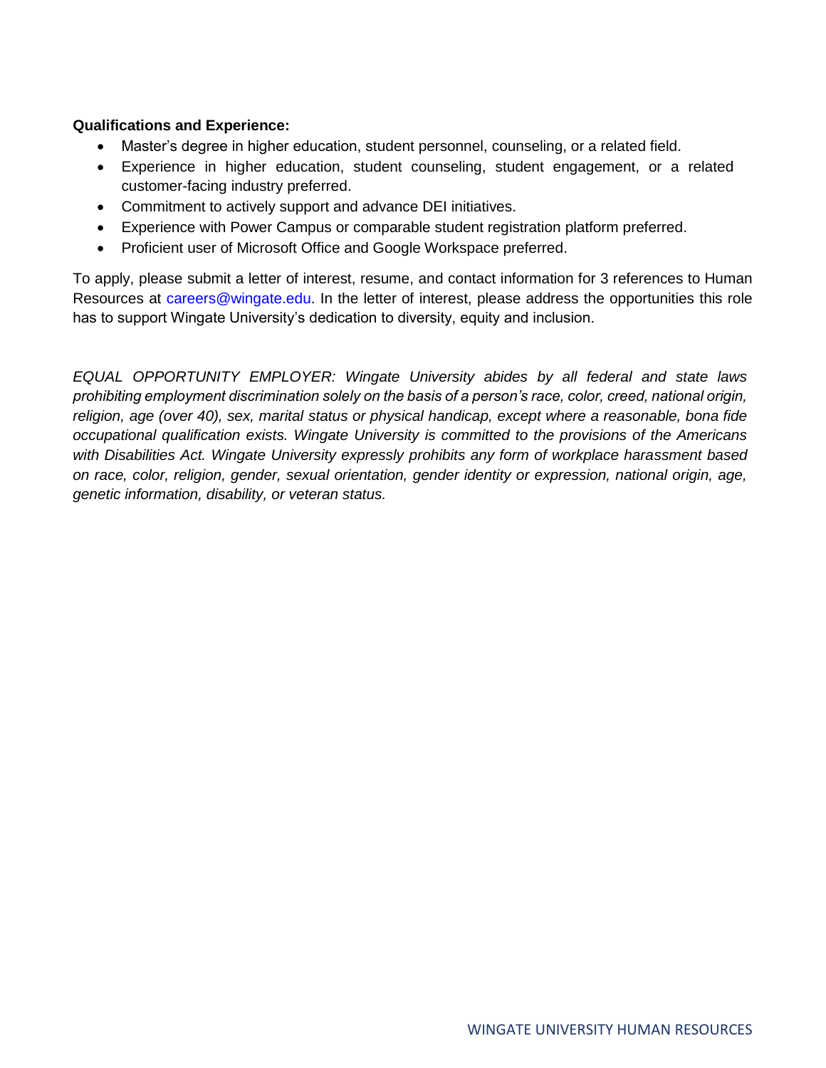**Qualifications and Experience:**

- Master's degree in higher education, student personnel, counseling, or a related field.
- Experience in higher education, student counseling, student engagement, or a related customer-facing industry preferred.
- Commitment to actively support and advance DEI initiatives.
- Experience with Power Campus or comparable student registration platform preferred.
- Proficient user of Microsoft Office and Google Workspace preferred.

To apply, please submit a letter of interest, resume, and contact information for 3 references to Human Resources at careers@wingate.edu. In the letter of interest, please address the opportunities this role has to support Wingate University's dedication to diversity, equity and inclusion.

*EQUAL OPPORTUNITY EMPLOYER: Wingate University abides by all federal and state laws prohibiting employment discrimination solely on the basis of a person's race, color, creed, national origin, religion, age (over 40), sex, marital status or physical handicap, except where a reasonable, bona fide occupational qualification exists. Wingate University is committed to the provisions of the Americans with Disabilities Act. Wingate University expressly prohibits any form of workplace harassment based on race, color, religion, gender, sexual orientation, gender identity or expression, national origin, age, genetic information, disability, or veteran status.*